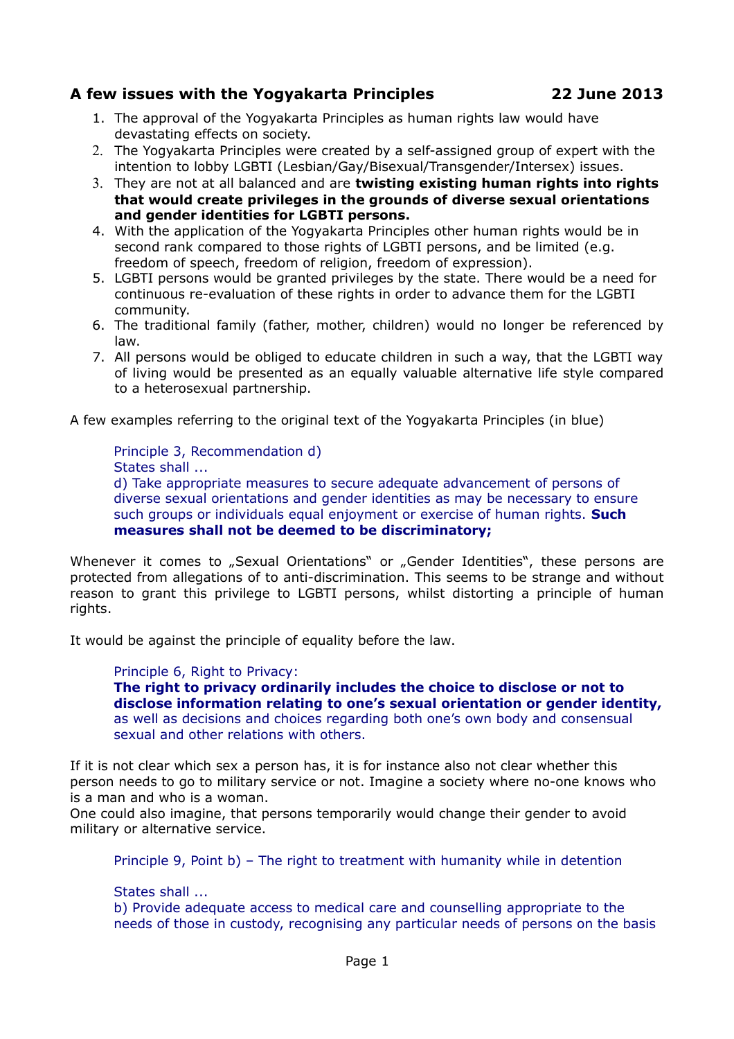## A few issues with the Yogyakarta Principles 22 June 2013

1. The approval of the Yogyakarta Principles as human rights law would have devastating effects on society.
2. The Yogyakarta Principles were created by a self-assigned group of expert with the intention to lobby LGBTI (Lesbian/Gay/Bisexual/Transgender/Intersex) issues.
3. They are not at all balanced and are **twisting existing human rights into rights that would create privileges in the grounds of diverse sexual orientations and gender identities for LGBTI persons.**
4. With the application of the Yogyakarta Principles other human rights would be in second rank compared to those rights of LGBTI persons, and be limited (e.g. freedom of speech, freedom of religion, freedom of expression).
5. LGBTI persons would be granted privileges by the state. There would be a need for continuous re-evaluation of these rights in order to advance them for the LGBTI community.
6. The traditional family (father, mother, children) would no longer be referenced by law.
7. All persons would be obliged to educate children in such a way, that the LGBTI way of living would be presented as an equally valuable alternative life style compared to a heterosexual partnership.

A few examples referring to the original text of the Yogyakarta Principles (in blue)

> Principle 3, Recommendation d)
> States shall ...
> d) Take appropriate measures to secure adequate advancement of persons of diverse sexual orientations and gender identities as may be necessary to ensure such groups or individuals equal enjoyment or exercise of human rights. **Such measures shall not be deemed to be discriminatory;**

Whenever it comes to „Sexual Orientations" or „Gender Identities", these persons are protected from allegations of to anti-discrimination. This seems to be strange and without reason to grant this privilege to LGBTI persons, whilst distorting a principle of human rights.

It would be against the principle of equality before the law.

> Principle 6, Right to Privacy:
> **The right to privacy ordinarily includes the choice to disclose or not to disclose information relating to one's sexual orientation or gender identity,** as well as decisions and choices regarding both one's own body and consensual sexual and other relations with others.

If it is not clear which sex a person has, it is for instance also not clear whether this person needs to go to military service or not. Imagine a society where no-one knows who is a man and who is a woman.
One could also imagine, that persons temporarily would change their gender to avoid military or alternative service.

> Principle 9, Point b) – The right to treatment with humanity while in detention
>
> States shall ...
> b) Provide adequate access to medical care and counselling appropriate to the needs of those in custody, recognising any particular needs of persons on the basis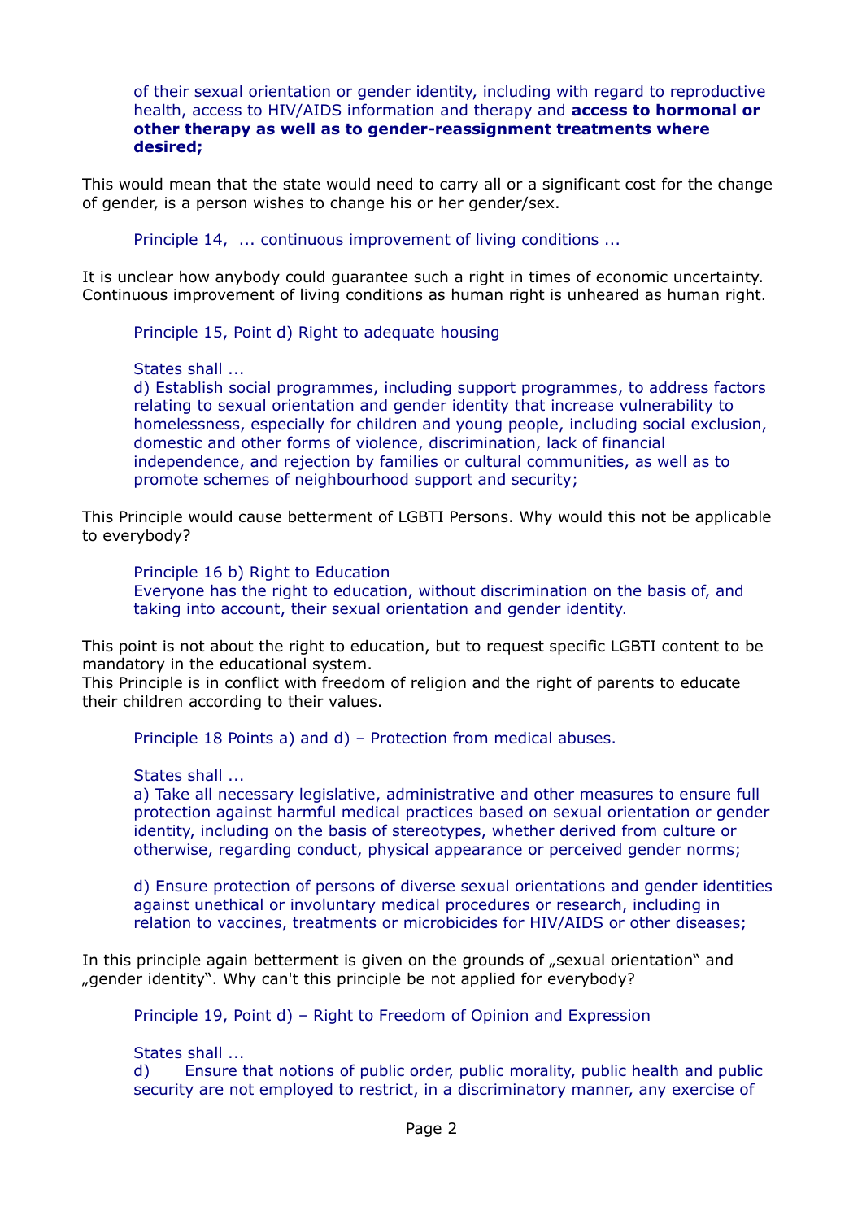of their sexual orientation or gender identity, including with regard to reproductive health, access to HIV/AIDS information and therapy and **access to hormonal or other therapy as well as to gender-reassignment treatments where desired;**

This would mean that the state would need to carry all or a significant cost for the change of gender, is a person wishes to change his or her gender/sex.

> Principle 14, ... continuous improvement of living conditions ...

It is unclear how anybody could guarantee such a right in times of economic uncertainty. Continuous improvement of living conditions as human right is unheared as human right.

> Principle 15, Point d) Right to adequate housing
>
> States shall ...
> d) Establish social programmes, including support programmes, to address factors relating to sexual orientation and gender identity that increase vulnerability to homelessness, especially for children and young people, including social exclusion, domestic and other forms of violence, discrimination, lack of financial independence, and rejection by families or cultural communities, as well as to promote schemes of neighbourhood support and security;

This Principle would cause betterment of LGBTI Persons. Why would this not be applicable to everybody?

> Principle 16 b) Right to Education
> Everyone has the right to education, without discrimination on the basis of, and taking into account, their sexual orientation and gender identity.

This point is not about the right to education, but to request specific LGBTI content to be mandatory in the educational system.
This Principle is in conflict with freedom of religion and the right of parents to educate their children according to their values.

> Principle 18 Points a) and d) – Protection from medical abuses.
>
> States shall ...
> a) Take all necessary legislative, administrative and other measures to ensure full protection against harmful medical practices based on sexual orientation or gender identity, including on the basis of stereotypes, whether derived from culture or otherwise, regarding conduct, physical appearance or perceived gender norms;
>
> d) Ensure protection of persons of diverse sexual orientations and gender identities against unethical or involuntary medical procedures or research, including in relation to vaccines, treatments or microbicides for HIV/AIDS or other diseases;

In this principle again betterment is given on the grounds of „sexual orientation“ and „gender identity“. Why can't this principle be not applied for everybody?

> Principle 19, Point d) – Right to Freedom of Opinion and Expression
>
> States shall ...
> d) Ensure that notions of public order, public morality, public health and public security are not employed to restrict, in a discriminatory manner, any exercise of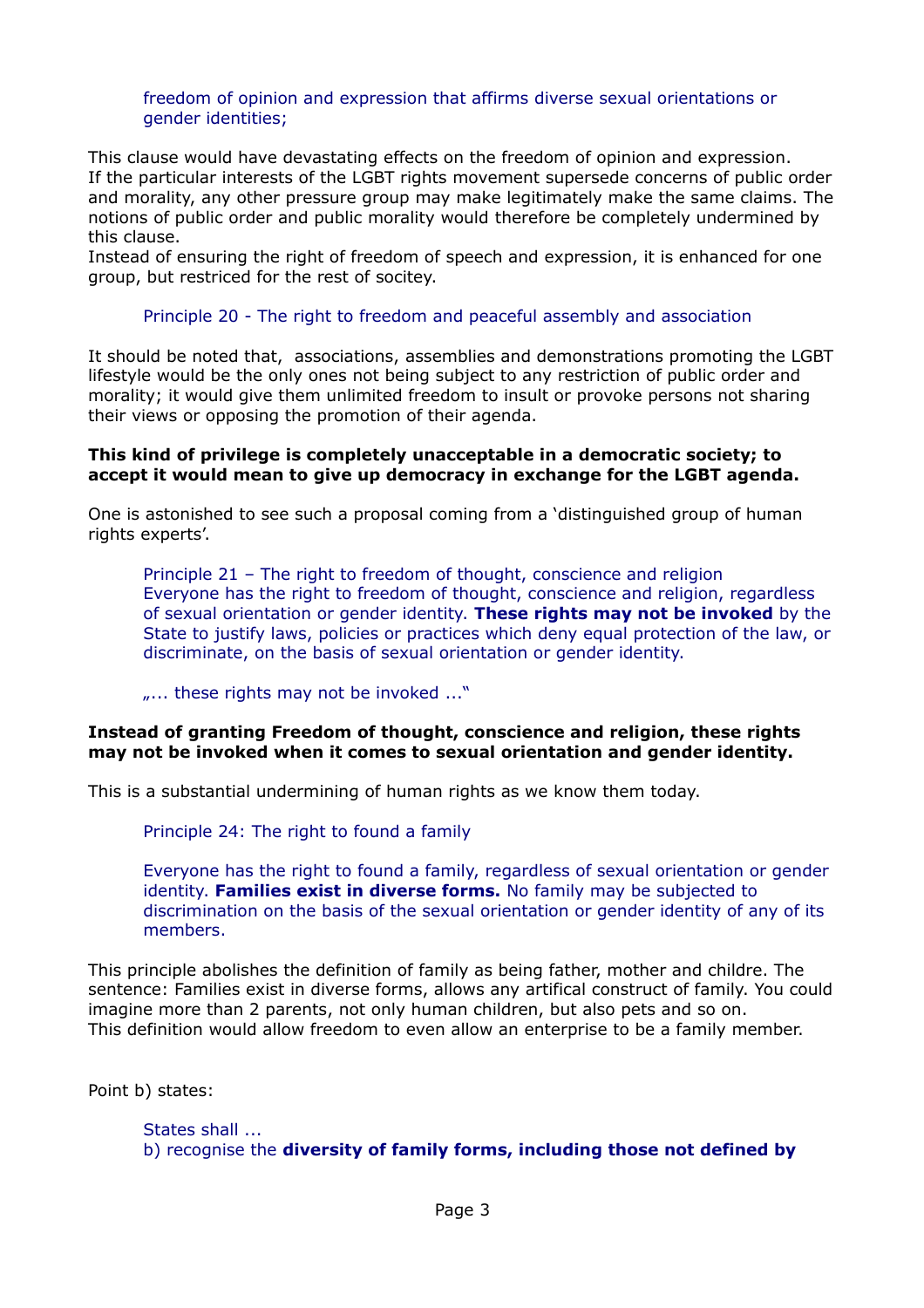> freedom of opinion and expression that affirms diverse sexual orientations or gender identities;

This clause would have devastating effects on the freedom of opinion and expression. If the particular interests of the LGBT rights movement supersede concerns of public order and morality, any other pressure group may make legitimately make the same claims. The notions of public order and public morality would therefore be completely undermined by this clause.
Instead of ensuring the right of freedom of speech and expression, it is enhanced for one group, but restriced for the rest of socitey.

> Principle 20 - The right to freedom and peaceful assembly and association

It should be noted that, associations, assemblies and demonstrations promoting the LGBT lifestyle would be the only ones not being subject to any restriction of public order and morality; it would give them unlimited freedom to insult or provoke persons not sharing their views or opposing the promotion of their agenda.

**This kind of privilege is completely unacceptable in a democratic society; to accept it would mean to give up democracy in exchange for the LGBT agenda.**

One is astonished to see such a proposal coming from a 'distinguished group of human rights experts'.

> Principle 21 – The right to freedom of thought, conscience and religion
> Everyone has the right to freedom of thought, conscience and religion, regardless of sexual orientation or gender identity. **These rights may not be invoked** by the State to justify laws, policies or practices which deny equal protection of the law, or discriminate, on the basis of sexual orientation or gender identity.
>
> „... these rights may not be invoked ..."

**Instead of granting Freedom of thought, conscience and religion, these rights may not be invoked when it comes to sexual orientation and gender identity.**

This is a substantial undermining of human rights as we know them today.

> Principle 24: The right to found a family
>
> Everyone has the right to found a family, regardless of sexual orientation or gender identity. **Families exist in diverse forms.** No family may be subjected to discrimination on the basis of the sexual orientation or gender identity of any of its members.

This principle abolishes the definition of family as being father, mother and childre. The sentence: Families exist in diverse forms, allows any artifical construct of family. You could imagine more than 2 parents, not only human children, but also pets and so on.
This definition would allow freedom to even allow an enterprise to be a family member.

Point b) states:

> States shall ...
> b) recognise the **diversity of family forms, including those not defined by**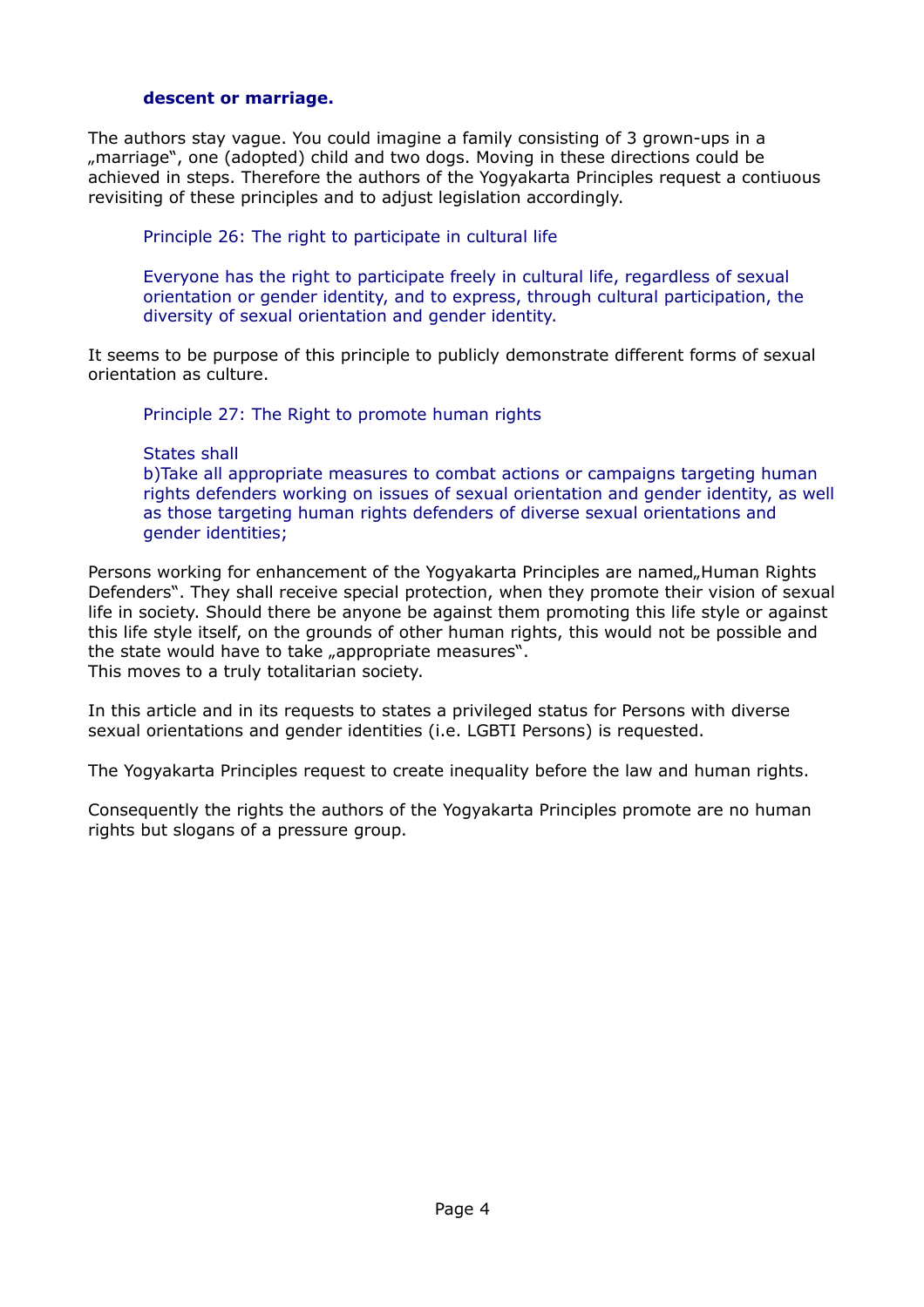**descent or marriage.**

The authors stay vague. You could imagine a family consisting of 3 grown-ups in a „marriage", one (adopted) child and two dogs. Moving in these directions could be achieved in steps. Therefore the authors of the Yogyakarta Principles request a contiuous revisiting of these principles and to adjust legislation accordingly.

> Principle 26: The right to participate in cultural life
>
> Everyone has the right to participate freely in cultural life, regardless of sexual orientation or gender identity, and to express, through cultural participation, the diversity of sexual orientation and gender identity.

It seems to be purpose of this principle to publicly demonstrate different forms of sexual orientation as culture.

> Principle 27: The Right to promote human rights
>
> States shall
> b)Take all appropriate measures to combat actions or campaigns targeting human rights defenders working on issues of sexual orientation and gender identity, as well as those targeting human rights defenders of diverse sexual orientations and gender identities;

Persons working for enhancement of the Yogyakarta Principles are named„Human Rights Defenders". They shall receive special protection, when they promote their vision of sexual life in society. Should there be anyone be against them promoting this life style or against this life style itself, on the grounds of other human rights, this would not be possible and the state would have to take „appropriate measures".
This moves to a truly totalitarian society.

In this article and in its requests to states a privileged status for Persons with diverse sexual orientations and gender identities (i.e. LGBTI Persons) is requested.

The Yogyakarta Principles request to create inequality before the law and human rights.

Consequently the rights the authors of the Yogyakarta Principles promote are no human rights but slogans of a pressure group.